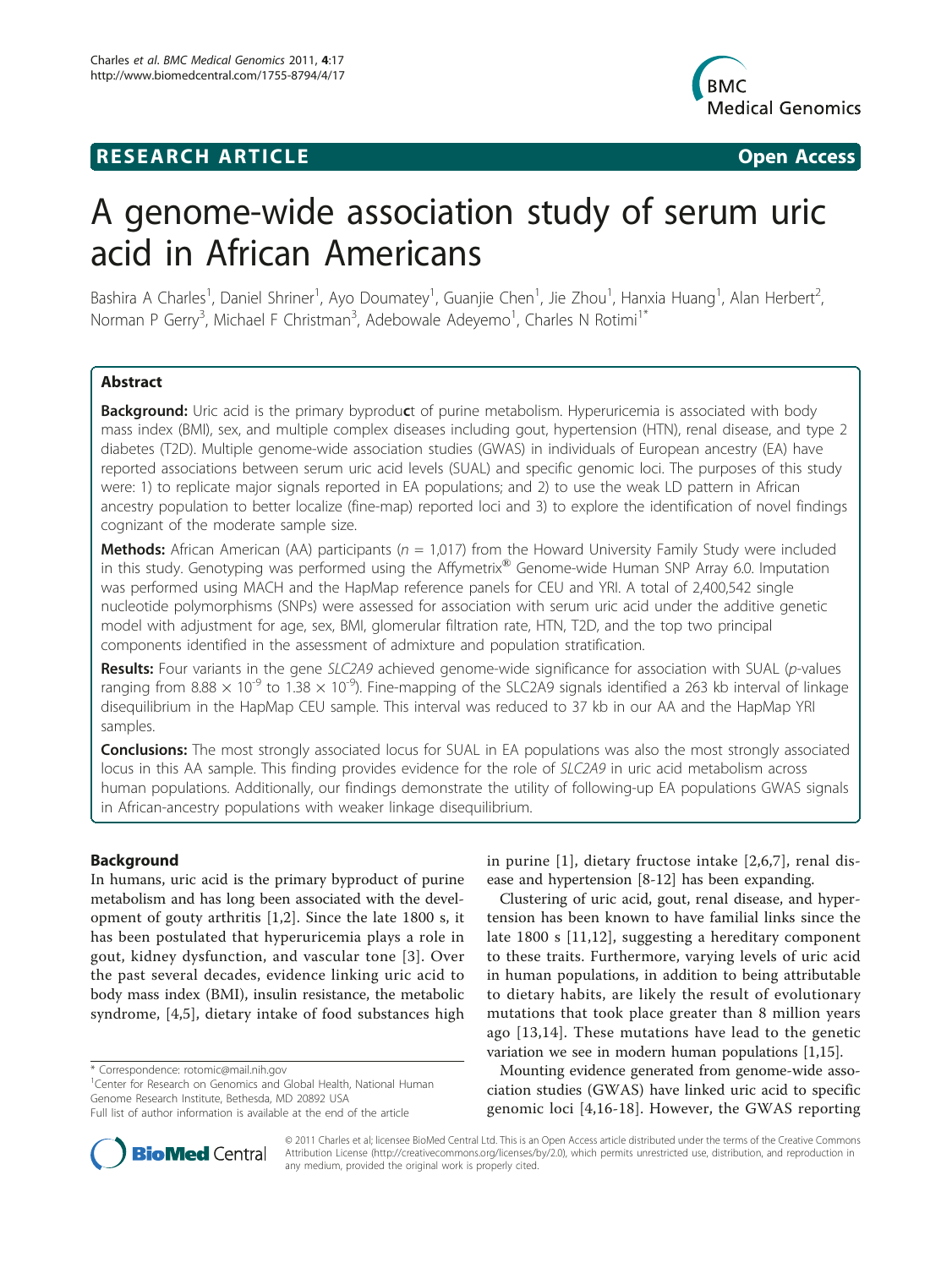RESEARCH ARTICLE Open Access

# A genome-wide association study of serum uric acid in African Americans

Bashira A Charles[1], Daniel Shriner[1], Ayo Doumatey[1], Guanjie Chen[1], Jie Zhou[1], Hanxia Huang[1], Alan Herbert[2], Norman P Gerry[3], Michael F Christman[3], Adebowale Adeyemo[1], Charles N Rotimi[1*]

## Abstract

**Background:** Uric acid is the primary byproduct of purine metabolism. Hyperuricemia is associated with body mass index (BMI), sex, and multiple complex diseases including gout, hypertension (HTN), renal disease, and type 2 diabetes (T2D). Multiple genome-wide association studies (GWAS) in individuals of European ancestry (EA) have reported associations between serum uric acid levels (SUAL) and specific genomic loci. The purposes of this study were: 1) to replicate major signals reported in EA populations; and 2) to use the weak LD pattern in African ancestry population to better localize (fine-map) reported loci and 3) to explore the identification of novel findings cognizant of the moderate sample size.

**Methods:** African American (AA) participants ($n = 1,017$) from the Howard University Family Study were included in this study. Genotyping was performed using the Affymetrix® Genome-wide Human SNP Array 6.0. Imputation was performed using MACH and the HapMap reference panels for CEU and YRI. A total of 2,400,542 single nucleotide polymorphisms (SNPs) were assessed for association with serum uric acid under the additive genetic model with adjustment for age, sex, BMI, glomerular filtration rate, HTN, T2D, and the top two principal components identified in the assessment of admixture and population stratification.

**Results:** Four variants in the gene *SLC2A9* achieved genome-wide significance for association with SUAL (*p*-values ranging from $8.88 \times 10^{-9}$ to $1.38 \times 10^{-9}$). Fine-mapping of the SLC2A9 signals identified a 263 kb interval of linkage disequilibrium in the HapMap CEU sample. This interval was reduced to 37 kb in our AA and the HapMap YRI samples.

**Conclusions:** The most strongly associated locus for SUAL in EA populations was also the most strongly associated locus in this AA sample. This finding provides evidence for the role of *SLC2A9* in uric acid metabolism across human populations. Additionally, our findings demonstrate the utility of following-up EA populations GWAS signals in African-ancestry populations with weaker linkage disequilibrium.

## Background

In humans, uric acid is the primary byproduct of purine metabolism and has long been associated with the development of gouty arthritis [1,2]. Since the late 1800 s, it has been postulated that hyperuricemia plays a role in gout, kidney dysfunction, and vascular tone [3]. Over the past several decades, evidence linking uric acid to body mass index (BMI), insulin resistance, the metabolic syndrome, [4,5], dietary intake of food substances high in purine [1], dietary fructose intake [2,6,7], renal disease and hypertension [8-12] has been expanding.

Clustering of uric acid, gout, renal disease, and hypertension has been known to have familial links since the late 1800 s [11,12], suggesting a hereditary component to these traits. Furthermore, varying levels of uric acid in human populations, in addition to being attributable to dietary habits, are likely the result of evolutionary mutations that took place greater than 8 million years ago [13,14]. These mutations have lead to the genetic variation we see in modern human populations [1,15].

Mounting evidence generated from genome-wide association studies (GWAS) have linked uric acid to specific genomic loci [4,16-18]. However, the GWAS reporting

\* Correspondence: rotomic@mail.nih.gov
[1]Center for Research on Genomics and Global Health, National Human Genome Research Institute, Bethesda, MD 20892 USA
Full list of author information is available at the end of the article

© 2011 Charles et al; licensee BioMed Central Ltd. This is an Open Access article distributed under the terms of the Creative Commons Attribution License (http://creativecommons.org/licenses/by/2.0), which permits unrestricted use, distribution, and reproduction in any medium, provided the original work is properly cited.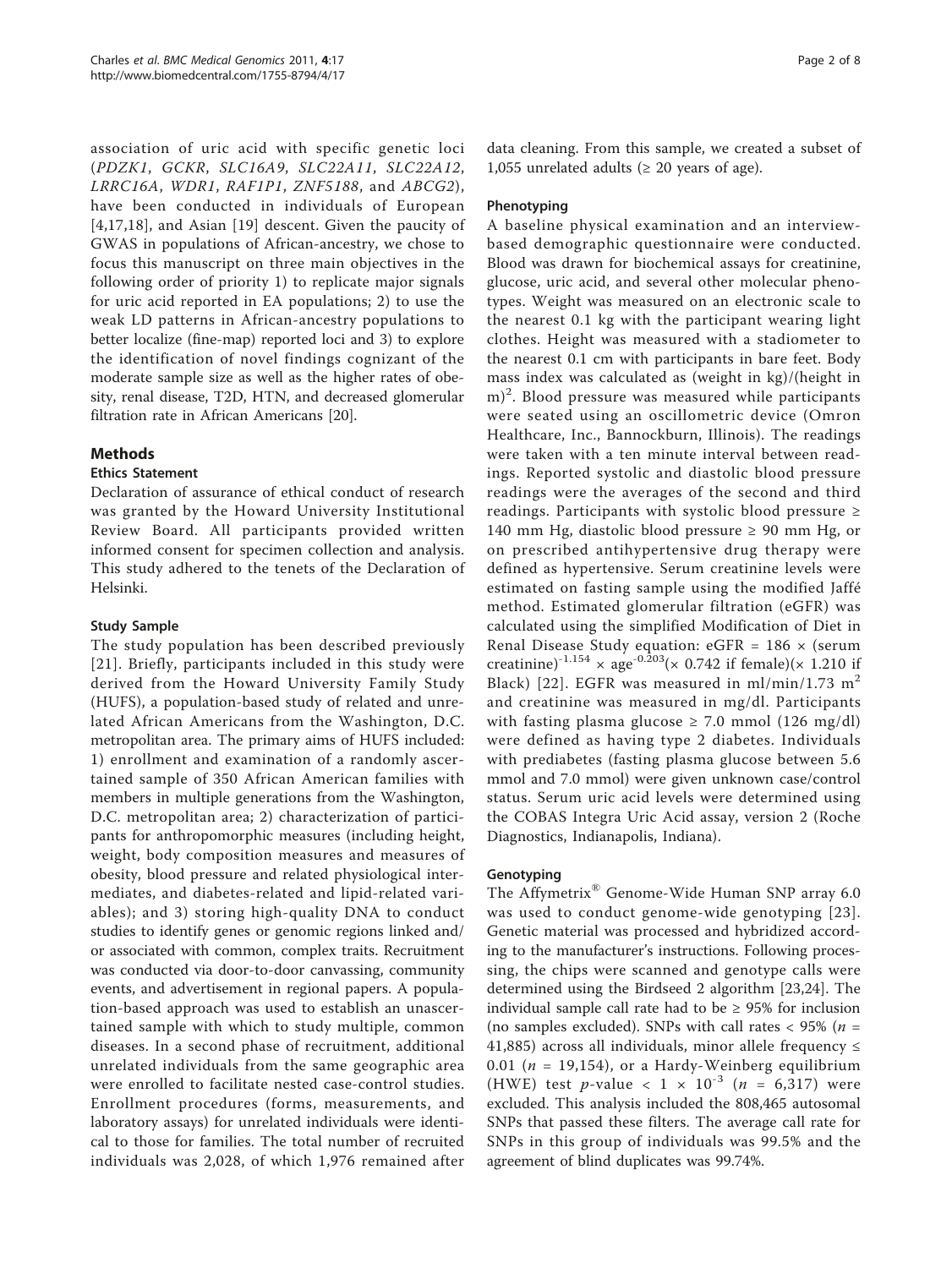association of uric acid with specific genetic loci (*PDZK1*, *GCKR*, *SLC16A9*, *SLC22A11*, *SLC22A12*, *LRRC16A*, *WDR1*, *RAF1P1*, *ZNF5188*, and *ABCG2*), have been conducted in individuals of European [4,17,18], and Asian [19] descent. Given the paucity of GWAS in populations of African-ancestry, we chose to focus this manuscript on three main objectives in the following order of priority 1) to replicate major signals for uric acid reported in EA populations; 2) to use the weak LD patterns in African-ancestry populations to better localize (fine-map) reported loci and 3) to explore the identification of novel findings cognizant of the moderate sample size as well as the higher rates of obesity, renal disease, T2D, HTN, and decreased glomerular filtration rate in African Americans [20].

## Methods

### Ethics Statement

Declaration of assurance of ethical conduct of research was granted by the Howard University Institutional Review Board. All participants provided written informed consent for specimen collection and analysis. This study adhered to the tenets of the Declaration of Helsinki.

### Study Sample

The study population has been described previously [21]. Briefly, participants included in this study were derived from the Howard University Family Study (HUFS), a population-based study of related and unrelated African Americans from the Washington, D.C. metropolitan area. The primary aims of HUFS included: 1) enrollment and examination of a randomly ascertained sample of 350 African American families with members in multiple generations from the Washington, D.C. metropolitan area; 2) characterization of participants for anthropomorphic measures (including height, weight, body composition measures and measures of obesity, blood pressure and related physiological intermediates, and diabetes-related and lipid-related variables); and 3) storing high-quality DNA to conduct studies to identify genes or genomic regions linked and/or associated with common, complex traits. Recruitment was conducted via door-to-door canvassing, community events, and advertisement in regional papers. A population-based approach was used to establish an unascertained sample with which to study multiple, common diseases. In a second phase of recruitment, additional unrelated individuals from the same geographic area were enrolled to facilitate nested case-control studies. Enrollment procedures (forms, measurements, and laboratory assays) for unrelated individuals were identical to those for families. The total number of recruited individuals was 2,028, of which 1,976 remained after data cleaning. From this sample, we created a subset of 1,055 unrelated adults (≥ 20 years of age).

### Phenotyping

A baseline physical examination and an interview-based demographic questionnaire were conducted. Blood was drawn for biochemical assays for creatinine, glucose, uric acid, and several other molecular phenotypes. Weight was measured on an electronic scale to the nearest 0.1 kg with the participant wearing light clothes. Height was measured with a stadiometer to the nearest 0.1 cm with participants in bare feet. Body mass index was calculated as (weight in kg)/(height in $m)^2$. Blood pressure was measured while participants were seated using an oscillometric device (Omron Healthcare, Inc., Bannockburn, Illinois). The readings were taken with a ten minute interval between readings. Reported systolic and diastolic blood pressure readings were the averages of the second and third readings. Participants with systolic blood pressure ≥ 140 mm Hg, diastolic blood pressure ≥ 90 mm Hg, or on prescribed antihypertensive drug therapy were defined as hypertensive. Serum creatinine levels were estimated on fasting sample using the modified Jaffé method. Estimated glomerular filtration (eGFR) was calculated using the simplified Modification of Diet in Renal Disease Study equation: eGFR = $186 \times (\text{serum creatinine})^{-1.154} \times \text{age}^{-0.203}(\times 0.742 \text{ if female})(\times 1.210 \text{ if Black})$ [22]. EGFR was measured in ml/min/1.73 $m^2$ and creatinine was measured in mg/dl. Participants with fasting plasma glucose ≥ 7.0 mmol (126 mg/dl) were defined as having type 2 diabetes. Individuals with prediabetes (fasting plasma glucose between 5.6 mmol and 7.0 mmol) were given unknown case/control status. Serum uric acid levels were determined using the COBAS Integra Uric Acid assay, version 2 (Roche Diagnostics, Indianapolis, Indiana).

### Genotyping

The Affymetrix® Genome-Wide Human SNP array 6.0 was used to conduct genome-wide genotyping [23]. Genetic material was processed and hybridized according to the manufacturer's instructions. Following processing, the chips were scanned and genotype calls were determined using the Birdseed 2 algorithm [23,24]. The individual sample call rate had to be ≥ 95% for inclusion (no samples excluded). SNPs with call rates < 95% ($n$ = 41,885) across all individuals, minor allele frequency ≤ 0.01 ($n$ = 19,154), or a Hardy-Weinberg equilibrium (HWE) test $p$-value $< 1 \times 10^{-3}$ ($n$ = 6,317) were excluded. This analysis included the 808,465 autosomal SNPs that passed these filters. The average call rate for SNPs in this group of individuals was 99.5% and the agreement of blind duplicates was 99.74%.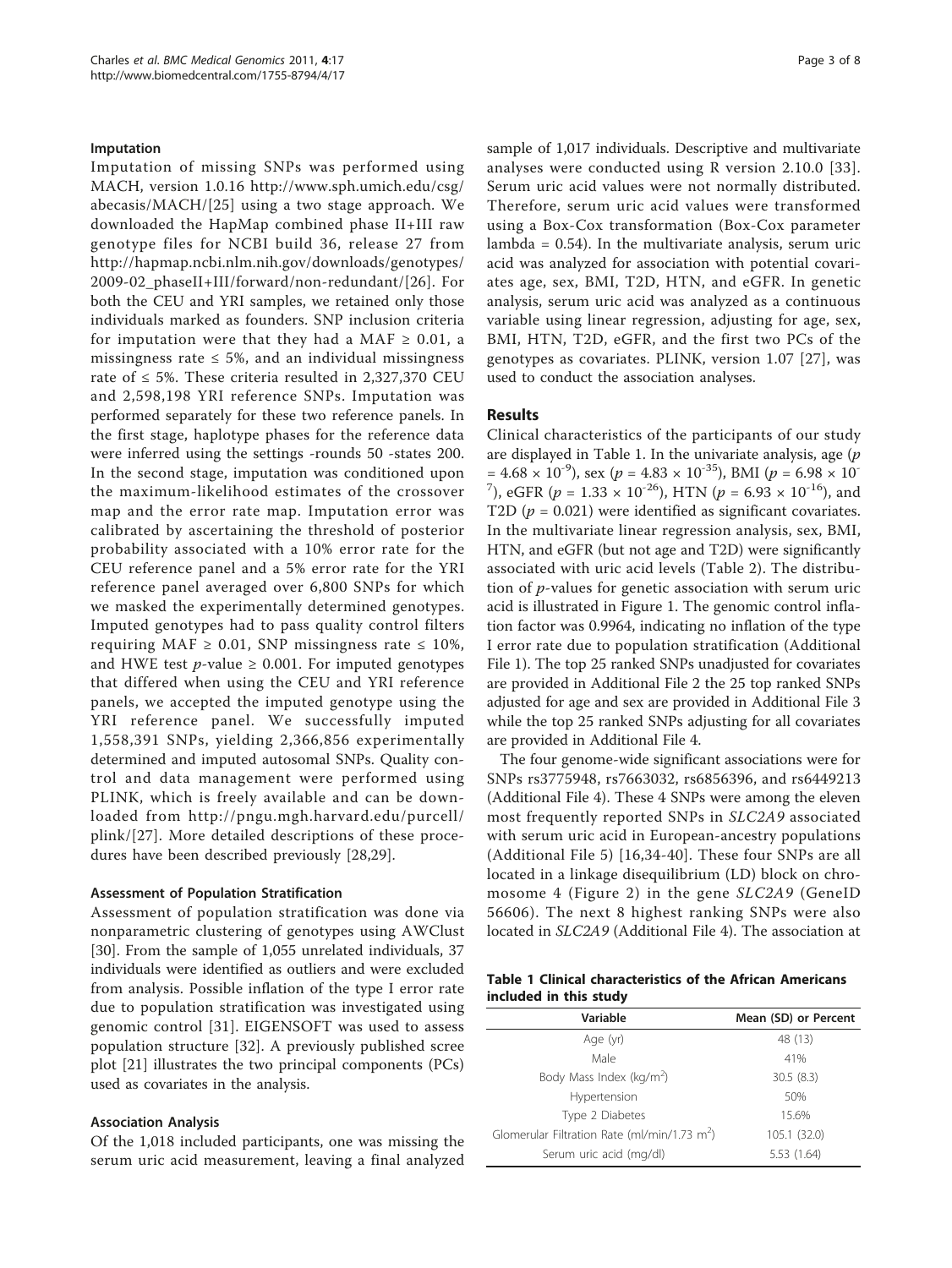### Imputation

Imputation of missing SNPs was performed using MACH, version 1.0.16 http://www.sph.umich.edu/csg/abecasis/MACH/[25] using a two stage approach. We downloaded the HapMap combined phase II+III raw genotype files for NCBI build 36, release 27 from http://hapmap.ncbi.nlm.nih.gov/downloads/genotypes/2009-02_phaseII+III/forward/non-redundant/[26]. For both the CEU and YRI samples, we retained only those individuals marked as founders. SNP inclusion criteria for imputation were that they had a MAF $\geq$ 0.01, a missingness rate $\leq$ 5%, and an individual missingness rate of $\leq$ 5%. These criteria resulted in 2,327,370 CEU and 2,598,198 YRI reference SNPs. Imputation was performed separately for these two reference panels. In the first stage, haplotype phases for the reference data were inferred using the settings -rounds 50 -states 200. In the second stage, imputation was conditioned upon the maximum-likelihood estimates of the crossover map and the error rate map. Imputation error was calibrated by ascertaining the threshold of posterior probability associated with a 10% error rate for the CEU reference panel and a 5% error rate for the YRI reference panel averaged over 6,800 SNPs for which we masked the experimentally determined genotypes. Imputed genotypes had to pass quality control filters requiring MAF $\geq$ 0.01, SNP missingness rate $\leq$ 10%, and HWE test *p*-value $\geq$ 0.001. For imputed genotypes that differed when using the CEU and YRI reference panels, we accepted the imputed genotype using the YRI reference panel. We successfully imputed 1,558,391 SNPs, yielding 2,366,856 experimentally determined and imputed autosomal SNPs. Quality control and data management were performed using PLINK, which is freely available and can be downloaded from http://pngu.mgh.harvard.edu/purcell/plink/[27]. More detailed descriptions of these procedures have been described previously [28,29].

### Assessment of Population Stratification

Assessment of population stratification was done via nonparametric clustering of genotypes using AWClust [30]. From the sample of 1,055 unrelated individuals, 37 individuals were identified as outliers and were excluded from analysis. Possible inflation of the type I error rate due to population stratification was investigated using genomic control [31]. EIGENSOFT was used to assess population structure [32]. A previously published scree plot [21] illustrates the two principal components (PCs) used as covariates in the analysis.

### Association Analysis

Of the 1,018 included participants, one was missing the serum uric acid measurement, leaving a final analyzed sample of 1,017 individuals. Descriptive and multivariate analyses were conducted using R version 2.10.0 [33]. Serum uric acid values were not normally distributed. Therefore, serum uric acid values were transformed using a Box-Cox transformation (Box-Cox parameter lambda = 0.54). In the multivariate analysis, serum uric acid was analyzed for association with potential covariates age, sex, BMI, T2D, HTN, and eGFR. In genetic analysis, serum uric acid was analyzed as a continuous variable using linear regression, adjusting for age, sex, BMI, HTN, T2D, eGFR, and the first two PCs of the genotypes as covariates. PLINK, version 1.07 [27], was used to conduct the association analyses.

## Results

Clinical characteristics of the participants of our study are displayed in Table 1. In the univariate analysis, age ($p = 4.68 \times 10^{-9}$), sex ($p = 4.83 \times 10^{-35}$), BMI ($p = 6.98 \times 10^{-7}$), eGFR ($p = 1.33 \times 10^{-26}$), HTN ($p = 6.93 \times 10^{-16}$), and T2D ($p = 0.021$) were identified as significant covariates. In the multivariate linear regression analysis, sex, BMI, HTN, and eGFR (but not age and T2D) were significantly associated with uric acid levels (Table 2). The distribution of *p*-values for genetic association with serum uric acid is illustrated in Figure 1. The genomic control inflation factor was 0.9964, indicating no inflation of the type I error rate due to population stratification (Additional File 1). The top 25 ranked SNPs unadjusted for covariates are provided in Additional File 2 the 25 top ranked SNPs adjusted for age and sex are provided in Additional File 3 while the top 25 ranked SNPs adjusting for all covariates are provided in Additional File 4.

The four genome-wide significant associations were for SNPs rs3775948, rs7663032, rs6856396, and rs6449213 (Additional File 4). These 4 SNPs were among the eleven most frequently reported SNPs in *SLC2A9* associated with serum uric acid in European-ancestry populations (Additional File 5) [16,34-40]. These four SNPs are all located in a linkage disequilibrium (LD) block on chromosome 4 (Figure 2) in the gene *SLC2A9* (GeneID 56606). The next 8 highest ranking SNPs were also located in *SLC2A9* (Additional File 4). The association at

**Table 1 Clinical characteristics of the African Americans included in this study**

| Variable | Mean (SD) or Percent |
|---|---|
| Age (yr) | 48 (13) |
| Male | 41% |
| Body Mass Index (kg/m$^2$) | 30.5 (8.3) |
| Hypertension | 50% |
| Type 2 Diabetes | 15.6% |
| Glomerular Filtration Rate (ml/min/1.73 m$^2$) | 105.1 (32.0) |
| Serum uric acid (mg/dl) | 5.53 (1.64) |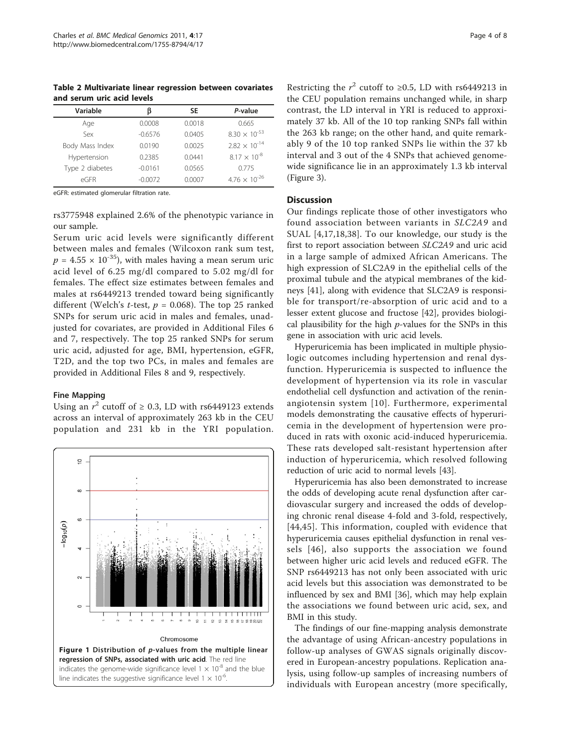**Table 2 Multivariate linear regression between covariates and serum uric acid levels**

| Variable | β | SE | P-value |
|---|---|---|---|
| Age | 0.0008 | 0.0018 | 0.665 |
| Sex | -0.6576 | 0.0405 | $8.30 \times 10^{-53}$ |
| Body Mass Index | 0.0190 | 0.0025 | $2.82 \times 10^{-14}$ |
| Hypertension | 0.2385 | 0.0441 | $8.17 \times 10^{-8}$ |
| Type 2 diabetes | -0.0161 | 0.0565 | 0.775 |
| eGFR | -0.0072 | 0.0007 | $4.76 \times 10^{-26}$ |

eGFR: estimated glomerular filtration rate.

rs3775948 explained 2.6% of the phenotypic variance in our sample.

Serum uric acid levels were significantly different between males and females (Wilcoxon rank sum test, $p = 4.55 \times 10^{-35}$), with males having a mean serum uric acid level of 6.25 mg/dl compared to 5.02 mg/dl for females. The effect size estimates between females and males at rs6449213 trended toward being significantly different (Welch's *t*-test, $p = 0.068$). The top 25 ranked SNPs for serum uric acid in males and females, unadjusted for covariates, are provided in Additional Files 6 and 7, respectively. The top 25 ranked SNPs for serum uric acid, adjusted for age, BMI, hypertension, eGFR, T2D, and the top two PCs, in males and females are provided in Additional Files 8 and 9, respectively.

### Fine Mapping

Using an $r^2$ cutoff of ≥ 0.3, LD with rs6449123 extends across an interval of approximately 263 kb in the CEU population and 231 kb in the YRI population.

**Figure 1 Distribution of *p*-values from the multiple linear regression of SNPs, associated with uric acid**. The red line indicates the genome-wide significance level $1 \times 10^{-8}$ and the blue line indicates the suggestive significance level $1 \times 10^{-6}$.

Restricting the $r^2$ cutoff to ≥0.5, LD with rs6449213 in the CEU population remains unchanged while, in sharp contrast, the LD interval in YRI is reduced to approximately 37 kb. All of the 10 top ranking SNPs fall within the 263 kb range; on the other hand, and quite remarkably 9 of the 10 top ranked SNPs lie within the 37 kb interval and 3 out of the 4 SNPs that achieved genome-wide significance lie in an approximately 1.3 kb interval (Figure 3).

## Discussion

Our findings replicate those of other investigators who found association between variants in *SLC2A9* and SUAL [4,17,18,38]. To our knowledge, our study is the first to report association between *SLC2A9* and uric acid in a large sample of admixed African Americans. The high expression of SLC2A9 in the epithelial cells of the proximal tubule and the atypical membranes of the kidneys [41], along with evidence that SLC2A9 is responsible for transport/re-absorption of uric acid and to a lesser extent glucose and fructose [42], provides biological plausibility for the high *p*-values for the SNPs in this gene in association with uric acid levels.

Hyperuricemia has been implicated in multiple physiologic outcomes including hypertension and renal dysfunction. Hyperuricemia is suspected to influence the development of hypertension via its role in vascular endothelial cell dysfunction and activation of the renin-angiotensin system [10]. Furthermore, experimental models demonstrating the causative effects of hyperuricemia in the development of hypertension were produced in rats with oxonic acid-induced hyperuricemia. These rats developed salt-resistant hypertension after induction of hyperuricemia, which resolved following reduction of uric acid to normal levels [43].

Hyperuricemia has also been demonstrated to increase the odds of developing acute renal dysfunction after cardiovascular surgery and increased the odds of developing chronic renal disease 4-fold and 3-fold, respectively, [44,45]. This information, coupled with evidence that hyperuricemia causes epithelial dysfunction in renal vessels [46], also supports the association we found between higher uric acid levels and reduced eGFR. The SNP rs6449213 has not only been associated with uric acid levels but this association was demonstrated to be influenced by sex and BMI [36], which may help explain the associations we found between uric acid, sex, and BMI in this study.

The findings of our fine-mapping analysis demonstrate the advantage of using African-ancestry populations in follow-up analyses of GWAS signals originally discovered in European-ancestry populations. Replication analysis, using follow-up samples of increasing numbers of individuals with European ancestry (more specifically,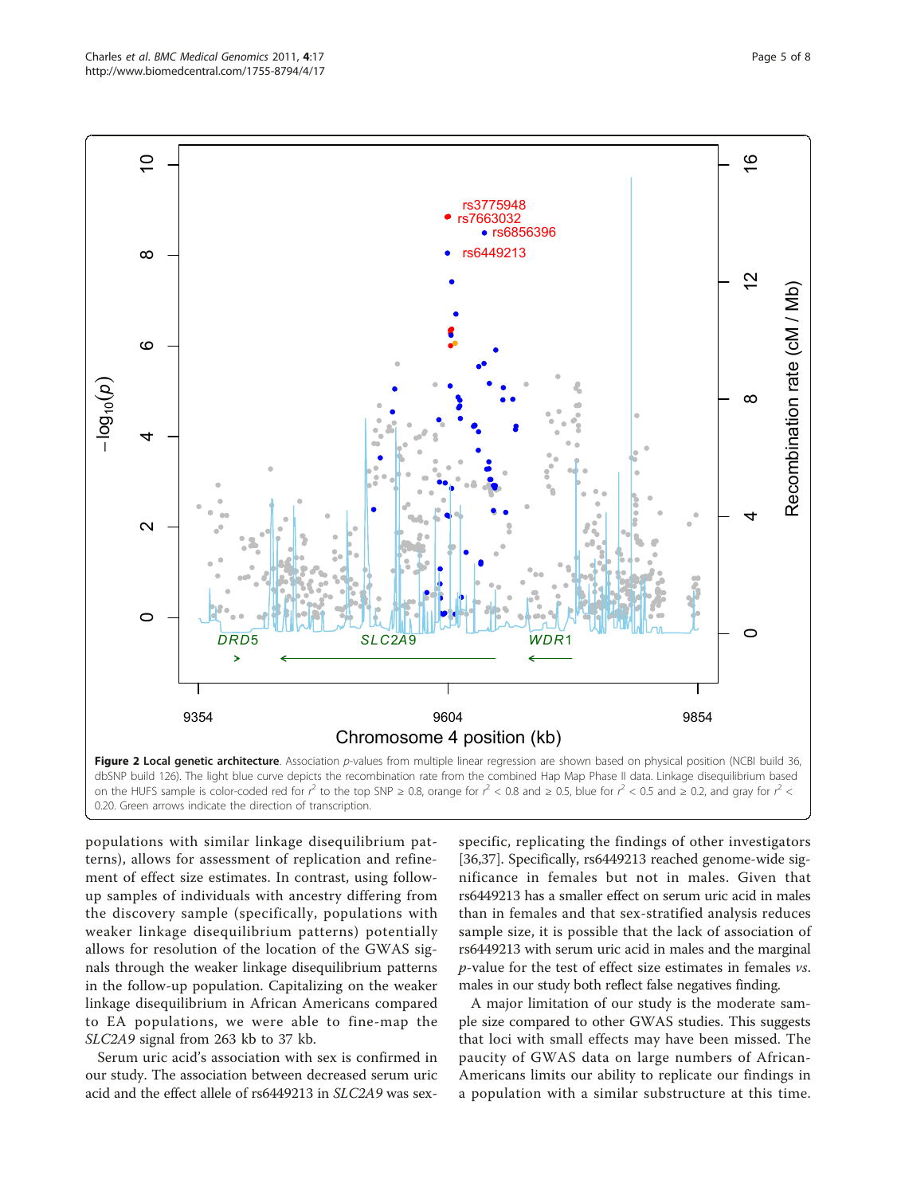**Figure 2 Local genetic architecture**. Association *p*-values from multiple linear regression are shown based on physical position (NCBI build 36, dbSNP build 126). The light blue curve depicts the recombination rate from the combined Hap Map Phase II data. Linkage disequilibrium based on the HUFS sample is color-coded red for $r^2$ to the top SNP ≥ 0.8, orange for $r^2$ < 0.8 and ≥ 0.5, blue for $r^2$ < 0.5 and ≥ 0.2, and gray for $r^2$ < 0.20. Green arrows indicate the direction of transcription.

populations with similar linkage disequilibrium patterns), allows for assessment of replication and refinement of effect size estimates. In contrast, using follow-up samples of individuals with ancestry differing from the discovery sample (specifically, populations with weaker linkage disequilibrium patterns) potentially allows for resolution of the location of the GWAS signals through the weaker linkage disequilibrium patterns in the follow-up population. Capitalizing on the weaker linkage disequilibrium in African Americans compared to EA populations, we were able to fine-map the *SLC2A9* signal from 263 kb to 37 kb.

Serum uric acid's association with sex is confirmed in our study. The association between decreased serum uric acid and the effect allele of rs6449213 in *SLC2A9* was sex-specific, replicating the findings of other investigators [36,37]. Specifically, rs6449213 reached genome-wide significance in females but not in males. Given that rs6449213 has a smaller effect on serum uric acid in males than in females and that sex-stratified analysis reduces sample size, it is possible that the lack of association of rs6449213 with serum uric acid in males and the marginal *p*-value for the test of effect size estimates in females *vs.* males in our study both reflect false negatives finding.

A major limitation of our study is the moderate sample size compared to other GWAS studies. This suggests that loci with small effects may have been missed. The paucity of GWAS data on large numbers of African-Americans limits our ability to replicate our findings in a population with a similar substructure at this time.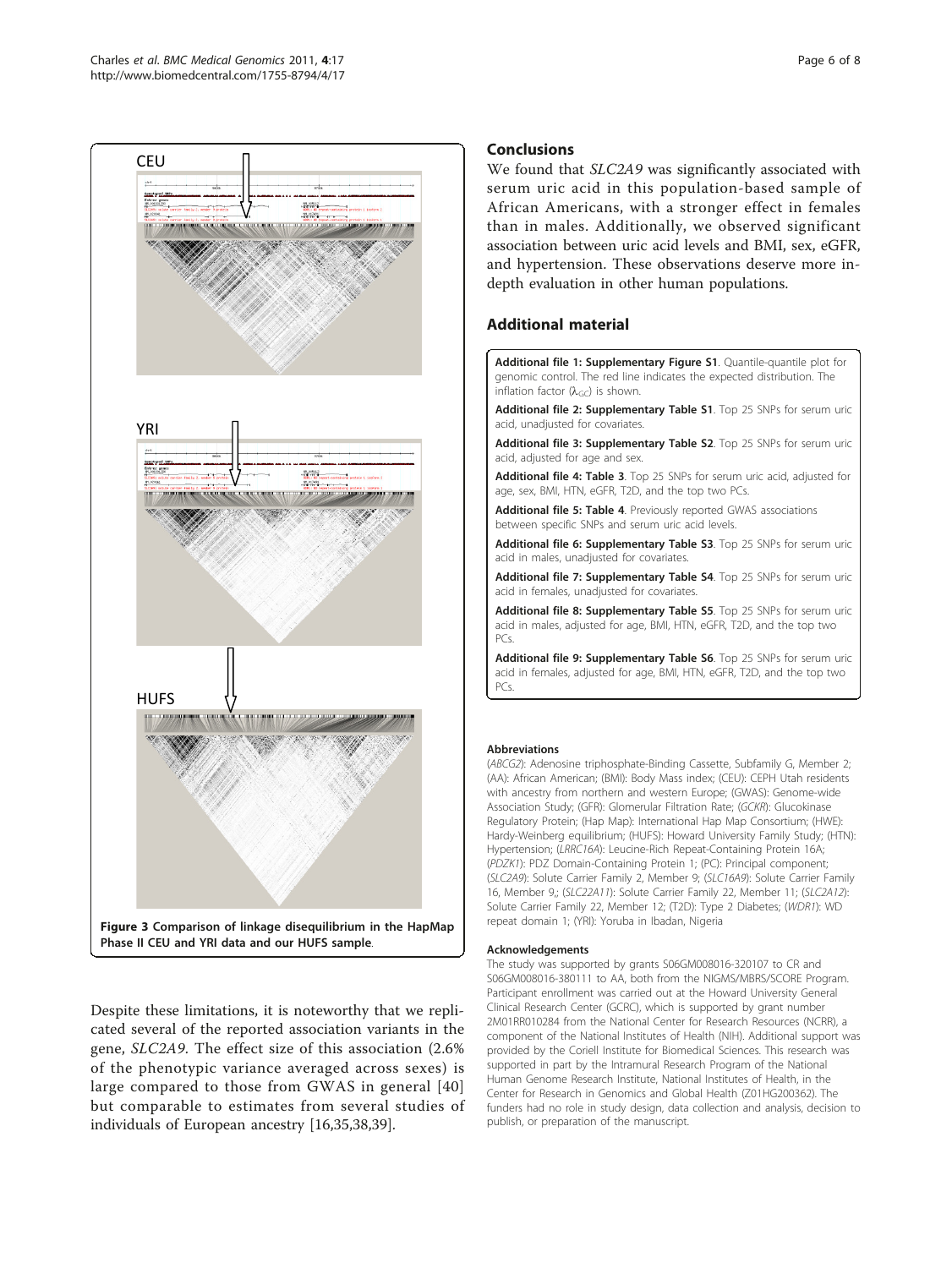Figure 3 Comparison of linkage disequilibrium in the HapMap Phase II CEU and YRI data and our HUFS sample.

Despite these limitations, it is noteworthy that we replicated several of the reported association variants in the gene, *SLC2A9*. The effect size of this association (2.6% of the phenotypic variance averaged across sexes) is large compared to those from GWAS in general [40] but comparable to estimates from several studies of individuals of European ancestry [16,35,38,39].

## Conclusions

We found that *SLC2A9* was significantly associated with serum uric acid in this population-based sample of African Americans, with a stronger effect in females than in males. Additionally, we observed significant association between uric acid levels and BMI, sex, eGFR, and hypertension. These observations deserve more in-depth evaluation in other human populations.

## Additional material

**Additional file 1: Supplementary Figure S1**. Quantile-quantile plot for genomic control. The red line indicates the expected distribution. The inflation factor ($\lambda_{GC}$) is shown.

**Additional file 2: Supplementary Table S1**. Top 25 SNPs for serum uric acid, unadjusted for covariates.

**Additional file 3: Supplementary Table S2**. Top 25 SNPs for serum uric acid, adjusted for age and sex.

**Additional file 4: Table 3**. Top 25 SNPs for serum uric acid, adjusted for age, sex, BMI, HTN, eGFR, T2D, and the top two PCs.

**Additional file 5: Table 4**. Previously reported GWAS associations between specific SNPs and serum uric acid levels.

**Additional file 6: Supplementary Table S3**. Top 25 SNPs for serum uric acid in males, unadjusted for covariates.

**Additional file 7: Supplementary Table S4**. Top 25 SNPs for serum uric acid in females, unadjusted for covariates.

**Additional file 8: Supplementary Table S5**. Top 25 SNPs for serum uric acid in males, adjusted for age, BMI, HTN, eGFR, T2D, and the top two PCs.

**Additional file 9: Supplementary Table S6**. Top 25 SNPs for serum uric acid in females, adjusted for age, BMI, HTN, eGFR, T2D, and the top two PCs.

#### Abbreviations

(*ABCG2*): Adenosine triphosphate-Binding Cassette, Subfamily G, Member 2; (AA): African American; (BMI): Body Mass index; (CEU): CEPH Utah residents with ancestry from northern and western Europe; (GWAS): Genome-wide Association Study; (GFR): Glomerular Filtration Rate; (*GCKR*): Glucokinase Regulatory Protein; (Hap Map): International Hap Map Consortium; (HWE): Hardy-Weinberg equilibrium; (HUFS): Howard University Family Study; (HTN): Hypertension; (*LRRC16A*): Leucine-Rich Repeat-Containing Protein 16A; (*PDZK1*): PDZ Domain-Containing Protein 1; (PC): Principal component; (*SLC2A9*): Solute Carrier Family 2, Member 9; (*SLC16A9*): Solute Carrier Family 16, Member 9,; (*SLC22A11*): Solute Carrier Family 22, Member 11; (*SLC2A12*): Solute Carrier Family 22, Member 12; (T2D): Type 2 Diabetes; (*WDR1*): WD repeat domain 1; (YRI): Yoruba in Ibadan, Nigeria

#### Acknowledgements

The study was supported by grants S06GM008016-320107 to CR and S06GM008016-380111 to AA, both from the NIGMS/MBRS/SCORE Program. Participant enrollment was carried out at the Howard University General Clinical Research Center (GCRC), which is supported by grant number 2M01RR010284 from the National Center for Research Resources (NCRR), a component of the National Institutes of Health (NIH). Additional support was provided by the Coriell Institute for Biomedical Sciences. This research was supported in part by the Intramural Research Program of the National Human Genome Research Institute, National Institutes of Health, in the Center for Research in Genomics and Global Health (Z01HG200362). The funders had no role in study design, data collection and analysis, decision to publish, or preparation of the manuscript.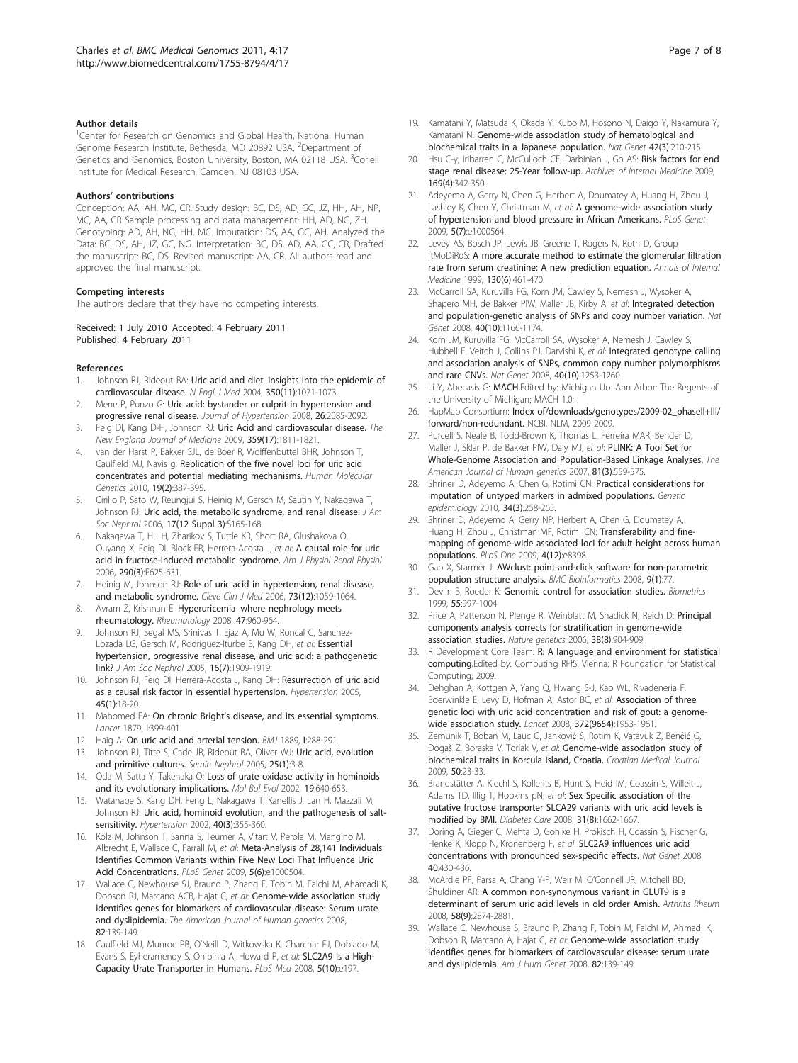### Author details

[1]Center for Research on Genomics and Global Health, National Human Genome Research Institute, Bethesda, MD 20892 USA. [2]Department of Genetics and Genomics, Boston University, Boston, MA 02118 USA. [3]Coriell Institute for Medical Research, Camden, NJ 08103 USA.

### Authors' contributions

Conception: AA, AH, MC, CR. Study design: BC, DS, AD, GC, JZ, HH, AH, NP, MC, AA, CR Sample processing and data management: HH, AD, NG, ZH. Genotyping: AD, AH, NG, HH, MC. Imputation: DS, AA, GC, AH. Analyzed the Data: BC, DS, AH, JZ, GC, NG. Interpretation: BC, DS, AD, AA, GC, CR, Drafted the manuscript: BC, DS. Revised manuscript: AA, CR. All authors read and approved the final manuscript.

### Competing interests

The authors declare that they have no competing interests.

Received: 1 July 2010 Accepted: 4 February 2011
Published: 4 February 2011

### References

1. Johnson RJ, Rideout BA: **Uric acid and diet–insights into the epidemic of cardiovascular disease.** *N Engl J Med* 2004, **350(11)**:1071-1073.
2. Mene P, Punzo G: **Uric acid: bystander or culprit in hypertension and progressive renal disease.** *Journal of Hypertension* 2008, **26**:2085-2092.
3. Feig DI, Kang D-H, Johnson RJ: **Uric Acid and cardiovascular disease.** *The New England Journal of Medicine* 2009, **359(17)**:1811-1821.
4. van der Harst P, Bakker SJL, de Boer R, Wolffenbuttel BHR, Johnson T, Caulfield MJ, Navis g: **Replication of the five novel loci for uric acid concentrates and potential mediating mechanisms.** *Human Molecular Genetics* 2010, **19(2)**:387-395.
5. Cirillo P, Sato W, Reungjui S, Heinig M, Gersch M, Sautin Y, Nakagawa T, Johnson RJ: **Uric acid, the metabolic syndrome, and renal disease.** *J Am Soc Nephrol* 2006, **17(12 Suppl 3)**:S165-168.
6. Nakagawa T, Hu H, Zharikov S, Tuttle KR, Short RA, Glushakova O, Ouyang X, Feig DI, Block ER, Herrera-Acosta J, *et al*: **A causal role for uric acid in fructose-induced metabolic syndrome.** *Am J Physiol Renal Physiol* 2006, **290(3)**:F625-631.
7. Heinig M, Johnson RJ: **Role of uric acid in hypertension, renal disease, and metabolic syndrome.** *Cleve Clin J Med* 2006, **73(12)**:1059-1064.
8. Avram Z, Krishnan E: **Hyperuricemia–where nephrology meets rheumatology.** *Rheumatology* 2008, **47**:960-964.
9. Johnson RJ, Segal MS, Srinivas T, Ejaz A, Mu W, Roncal C, Sanchez-Lozada LG, Gersch M, Rodriguez-Iturbe B, Kang DH, *et al*: **Essential hypertension, progressive renal disease, and uric acid: a pathogenetic link?** *J Am Soc Nephrol* 2005, **16(7)**:1909-1919.
10. Johnson RJ, Feig DI, Herrera-Acosta J, Kang DH: **Resurrection of uric acid as a causal risk factor in essential hypertension.** *Hypertension* 2005, **45(1)**:18-20.
11. Mahomed FA: **On chronic Bright's disease, and its essential symptoms.** *Lancet* 1879, **I**:399-401.
12. Haig A: **On uric acid and arterial tension.** *BMJ* 1889, **I**:288-291.
13. Johnson RJ, Titte S, Cade JR, Rideout BA, Oliver WJ: **Uric acid, evolution and primitive cultures.** *Semin Nephrol* 2005, **25(1)**:3-8.
14. Oda M, Satta Y, Takenaka O: **Loss of urate oxidase activity in hominoids and its evolutionary implications.** *Mol Bol Evol* 2002, **19**:640-653.
15. Watanabe S, Kang DH, Feng L, Nakagawa T, Kanellis J, Lan H, Mazzali M, Johnson RJ: **Uric acid, hominoid evolution, and the pathogenesis of salt-sensitivity.** *Hypertension* 2002, **40(3)**:355-360.
16. Kolz M, Johnson T, Sanna S, Teumer A, Vitart V, Perola M, Mangino M, Albrecht E, Wallace C, Farrall M, *et al*: **Meta-Analysis of 28,141 Individuals Identifies Common Variants within Five New Loci That Influence Uric Acid Concentrations.** *PLoS Genet* 2009, **5(6)**:e1000504.
17. Wallace C, Newhouse SJ, Braund P, Zhang F, Tobin M, Falchi M, Ahamadi K, Dobson RJ, Marcano ACB, Hajat C, *et al*: **Genome-wide association study identifies genes for biomarkers of cardiovascular disease: Serum urate and dyslipidemia.** *The American Journal of Human genetics* 2008, **82**:139-149.
18. Caulfield MJ, Munroe PB, O'Neill D, Witkowska K, Charchar FJ, Doblado M, Evans S, Eyheramendy S, Onipinla A, Howard P, *et al*: **SLC2A9 Is a High-Capacity Urate Transporter in Humans.** *PLoS Med* 2008, **5(10)**:e197.
19. Kamatani Y, Matsuda K, Okada Y, Kubo M, Hosono N, Daigo Y, Nakamura Y, Kamatani N: **Genome-wide association study of hematological and biochemical traits in a Japanese population.** *Nat Genet* 2010, **42(3)**:210-215.
20. Hsu C-y, Iribarren C, McCulloch CE, Darbinian J, Go AS: **Risk factors for end stage renal disease: 25-Year follow-up.** *Archives of Internal Medicine* 2009, **169(4)**:342-350.
21. Adeyemo A, Gerry N, Chen G, Herbert A, Doumatey A, Huang H, Zhou J, Lashley K, Chen Y, Christman M, *et al*: **A genome-wide association study of hypertension and blood pressure in African Americans.** *PLoS Genet* 2009, **5(7)**:e1000564.
22. Levey AS, Bosch JP, Lewis JB, Greene T, Rogers N, Roth D, Group ftMoDiRdS: **A more accurate method to estimate the glomerular filtration rate from serum creatinine: A new prediction equation.** *Annals of Internal Medicine* 1999, **130(6)**:461-470.
23. McCarroll SA, Kuruvilla FG, Korn JM, Cawley S, Nemesh J, Wysoker A, Shapero MH, de Bakker PIW, Maller JB, Kirby A, *et al*: **Integrated detection and population-genetic analysis of SNPs and copy number variation.** *Nat Genet* 2008, **40(10)**:1166-1174.
24. Korn JM, Kuruvilla FG, McCarroll SA, Wysoker A, Nemesh J, Cawley S, Hubbell E, Veitch J, Collins PJ, Darvishi K, *et al*: **Integrated genotype calling and association analysis of SNPs, common copy number polymorphisms and rare CNVs.** *Nat Genet* 2008, **40(10)**:1253-1260.
25. Li Y, Abecasis G: **MACH.**Edited by: Michigan Uo. Ann Arbor: The Regents of the University of Michigan; MACH 1.0; .
26. HapMap Consortium: **Index of/downloads/genotypes/2009-02_phaseII+III/forward/non-redundant.** NCBI, NLM, 2009 2009.
27. Purcell S, Neale B, Todd-Brown K, Thomas L, Ferreira MAR, Bender D, Maller J, Sklar P, de Bakker PIW, Daly MJ, *et al*: **PLINK: A Tool Set for Whole-Genome Association and Population-Based Linkage Analyses.** *The American Journal of Human genetics* 2007, **81(3)**:559-575.
28. Shriner D, Adeyemo A, Chen G, Rotimi CN: **Practical considerations for imputation of untyped markers in admixed populations.** *Genetic epidemiology* 2010, **34(3)**:258-265.
29. Shriner D, Adeyemo A, Gerry NP, Herbert A, Chen G, Doumatey A, Huang H, Zhou J, Christman MF, Rotimi CN: **Transferability and fine-mapping of genome-wide associated loci for adult height across human populations.** *PLoS One* 2009, **4(12)**:e8398.
30. Gao X, Starmer J: **AWclust: point-and-click software for non-parametric population structure analysis.** *BMC Bioinformatics* 2008, **9(1)**:77.
31. Devlin B, Roeder K: **Genomic control for association studies.** *Biometrics* 1999, **55**:997-1004.
32. Price A, Patterson N, Plenge R, Weinblatt M, Shadick N, Reich D: **Principal components analysis corrects for stratification in genome-wide association studies.** *Nature genetics* 2006, **38(8)**:904-909.
33. R Development Core Team: **R: A language and environment for statistical computing.**Edited by: Computing RFfS. Vienna: R Foundation for Statistical Computing; 2009.
34. Dehghan A, Kottgen A, Yang Q, Hwang S-J, Kao WL, Rivadeneria F, Boerwinkle E, Levy D, Hofman A, Astor BC, *et al*: **Association of three genetic loci with uric acid concentration and risk of gout: a genome-wide association study.** *Lancet* 2008, **372(9654)**:1953-1961.
35. Zemunik T, Boban M, Lauc G, Janković S, Rotim K, Vatavuk Z, Benćić G, Đogaš Z, Boraska V, Torlak V, *et al*: **Genome-wide association study of biochemical traits in Korcula Island, Croatia.** *Croatian Medical Journal* 2009, **50**:23-33.
36. Brandstätter A, Kiechl S, Kollerits B, Hunt S, Heid IM, Coassin S, Willeit J, Adams TD, Illig T, Hopkins pN, *et al*: **Sex Specific association of the putative fructose transporter SLCA29 variants with uric acid levels is modified by BMI.** *Diabetes Care* 2008, **31(8)**:1662-1667.
37. Doring A, Gieger C, Mehta D, Gohlke H, Prokisch H, Coassin S, Fischer G, Henke K, Klopp N, Kronenberg F, *et al*: **SLC2A9 influences uric acid concentrations with pronounced sex-specific effects.** *Nat Genet* 2008, **40**:430-436.
38. McArdle PF, Parsa A, Chang Y-P, Weir M, O'Connell JR, Mitchell BD, Shuldiner AR: **A common non-synonymous variant in GLUT9 is a determinant of serum uric acid levels in old order Amish.** *Arthritis Rheum* 2008, **58(9)**:2874-2881.
39. Wallace C, Newhouse S, Braund P, Zhang F, Tobin M, Falchi M, Ahmadi K, Dobson R, Marcano A, Hajat C, *et al*: **Genome-wide association study identifies genes for biomarkers of cardiovascular disease: serum urate and dyslipidemia.** *Am J Hum Genet* 2008, **82**:139-149.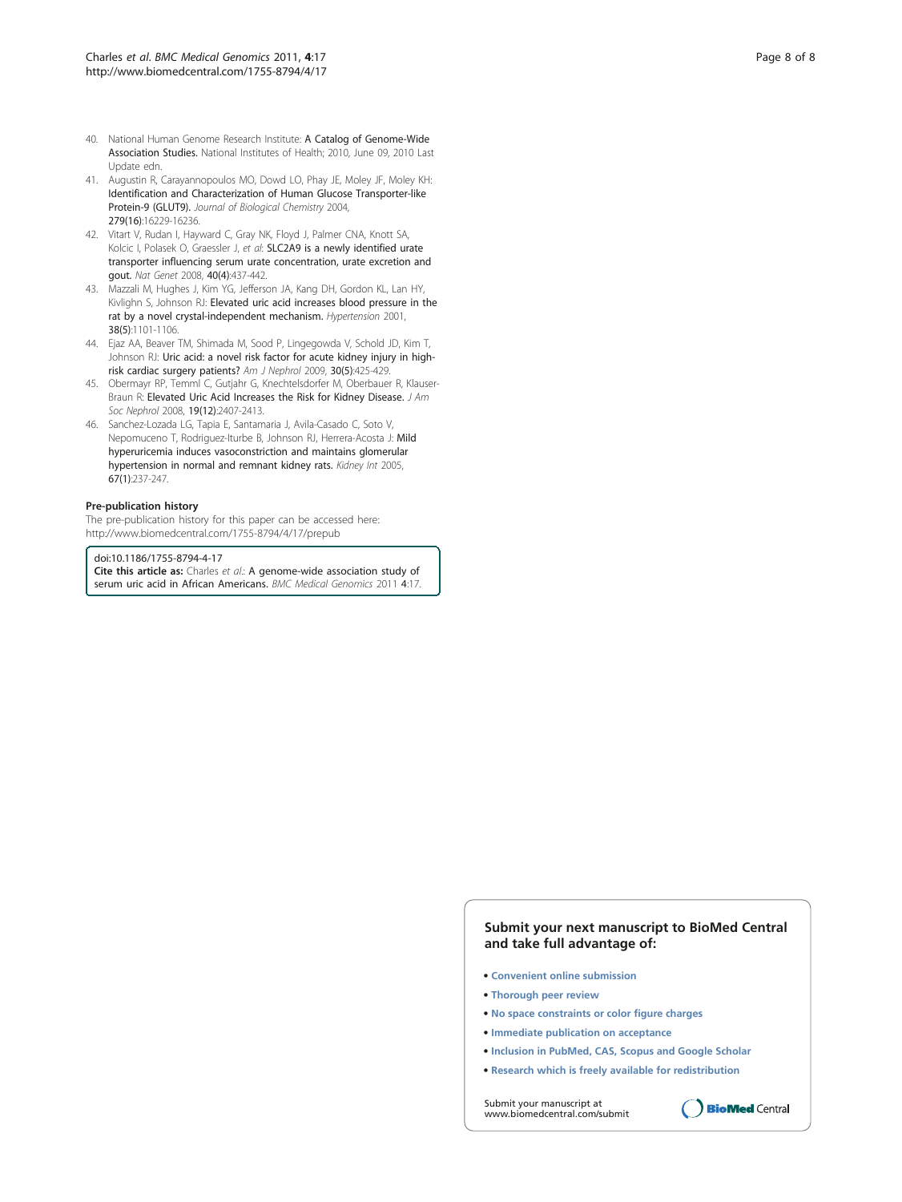40. National Human Genome Research Institute: **A Catalog of Genome-Wide Association Studies.** National Institutes of Health; 2010, June 09, 2010 Last Update edn.
41. Augustin R, Carayannopoulos MO, Dowd LO, Phay JE, Moley JF, Moley KH: **Identification and Characterization of Human Glucose Transporter-like Protein-9 (GLUT9).** *Journal of Biological Chemistry* 2004, **279(16)**:16229-16236.
42. Vitart V, Rudan I, Hayward C, Gray NK, Floyd J, Palmer CNA, Knott SA, Kolcic I, Polasek O, Graessler J, *et al*: **SLC2A9 is a newly identified urate transporter influencing serum urate concentration, urate excretion and gout.** *Nat Genet* 2008, **40(4)**:437-442.
43. Mazzali M, Hughes J, Kim YG, Jefferson JA, Kang DH, Gordon KL, Lan HY, Kivlighn S, Johnson RJ: **Elevated uric acid increases blood pressure in the rat by a novel crystal-independent mechanism.** *Hypertension* 2001, **38(5)**:1101-1106.
44. Ejaz AA, Beaver TM, Shimada M, Sood P, Lingegowda V, Schold JD, Kim T, Johnson RJ: **Uric acid: a novel risk factor for acute kidney injury in high-risk cardiac surgery patients?** *Am J Nephrol* 2009, **30(5)**:425-429.
45. Obermayr RP, Temml C, Gutjahr G, Knechtelsdorfer M, Oberbauer R, Klauser-Braun R: **Elevated Uric Acid Increases the Risk for Kidney Disease.** *J Am Soc Nephrol* 2008, **19(12)**:2407-2413.
46. Sanchez-Lozada LG, Tapia E, Santamaria J, Avila-Casado C, Soto V, Nepomuceno T, Rodriguez-Iturbe B, Johnson RJ, Herrera-Acosta J: **Mild hyperuricemia induces vasoconstriction and maintains glomerular hypertension in normal and remnant kidney rats.** *Kidney Int* 2005, **67(1)**:237-247.

### Pre-publication history

The pre-publication history for this paper can be accessed here: http://www.biomedcentral.com/1755-8794/4/17/prepub

doi:10.1186/1755-8794-4-17

**Cite this article as:** Charles *et al.*: A genome-wide association study of serum uric acid in African Americans. *BMC Medical Genomics* 2011 **4**:17.

**Submit your next manuscript to BioMed Central and take full advantage of:**

- **Convenient online submission**
- **Thorough peer review**
- **No space constraints or color figure charges**
- **Immediate publication on acceptance**
- **Inclusion in PubMed, CAS, Scopus and Google Scholar**
- **Research which is freely available for redistribution**

Submit your manuscript at www.biomedcentral.com/submit

BioMed Central